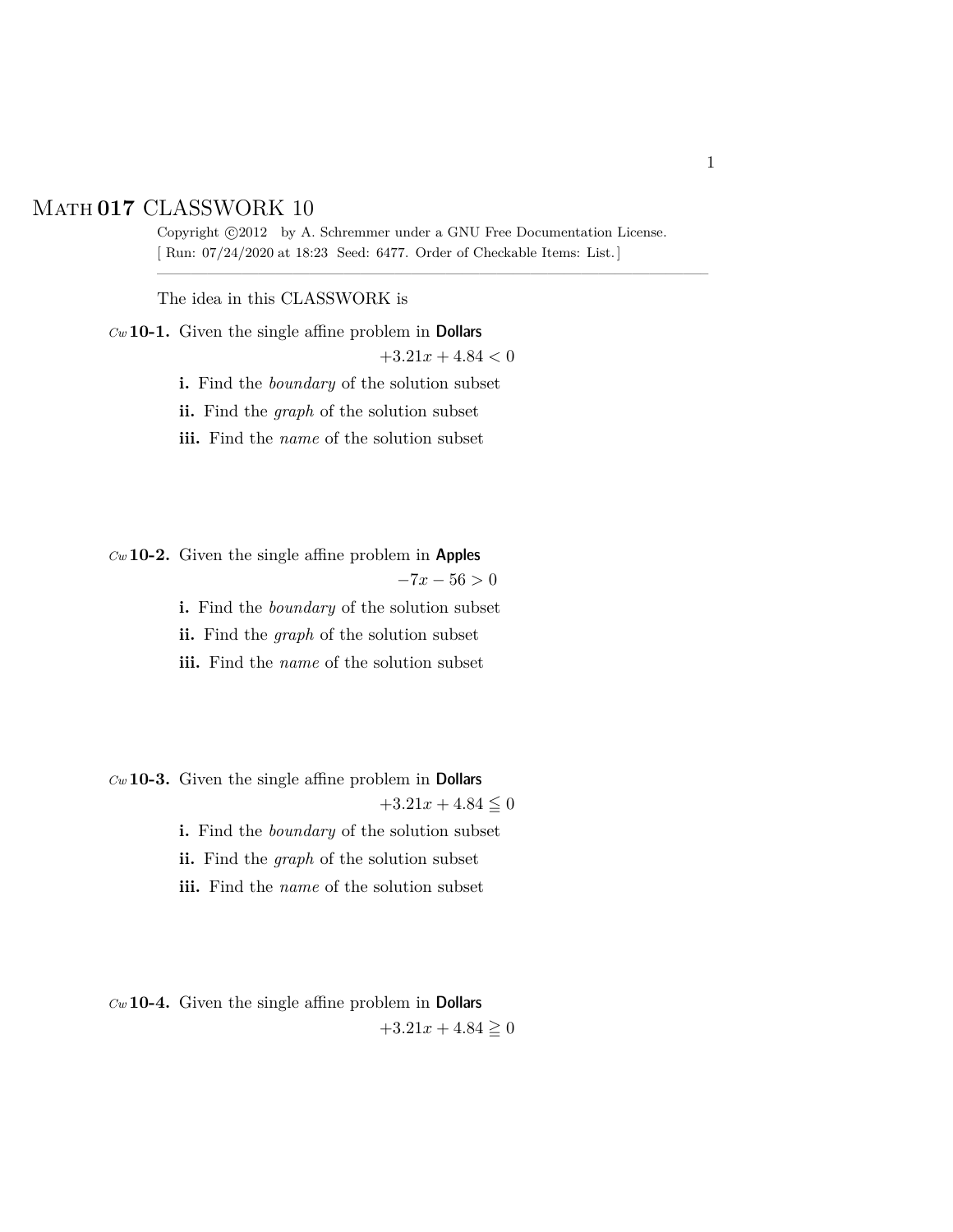# MATH 017 CLASSWORK 10

Copyright ©2012 by A. Schremmer under a GNU Free Documentation License.
[ Run: 07/24/2020 at 18:23 Seed: 6477. Order of Checkable Items: List.]

---

The idea in this CLASSWORK is

*Cw* **10-1.** Given the single affine problem in **Dollars**

$$+3.21x + 4.84 < 0$$

**i.** Find the *boundary* of the solution subset

**ii.** Find the *graph* of the solution subset

**iii.** Find the *name* of the solution subset

*Cw* **10-2.** Given the single affine problem in **Apples**

$$-7x - 56 > 0$$

**i.** Find the *boundary* of the solution subset

**ii.** Find the *graph* of the solution subset

**iii.** Find the *name* of the solution subset

*Cw* **10-3.** Given the single affine problem in **Dollars**

$$+3.21x + 4.84 \leqq 0$$

**i.** Find the *boundary* of the solution subset

**ii.** Find the *graph* of the solution subset

**iii.** Find the *name* of the solution subset

*Cw* **10-4.** Given the single affine problem in **Dollars**

$$+3.21x + 4.84 \geqq 0$$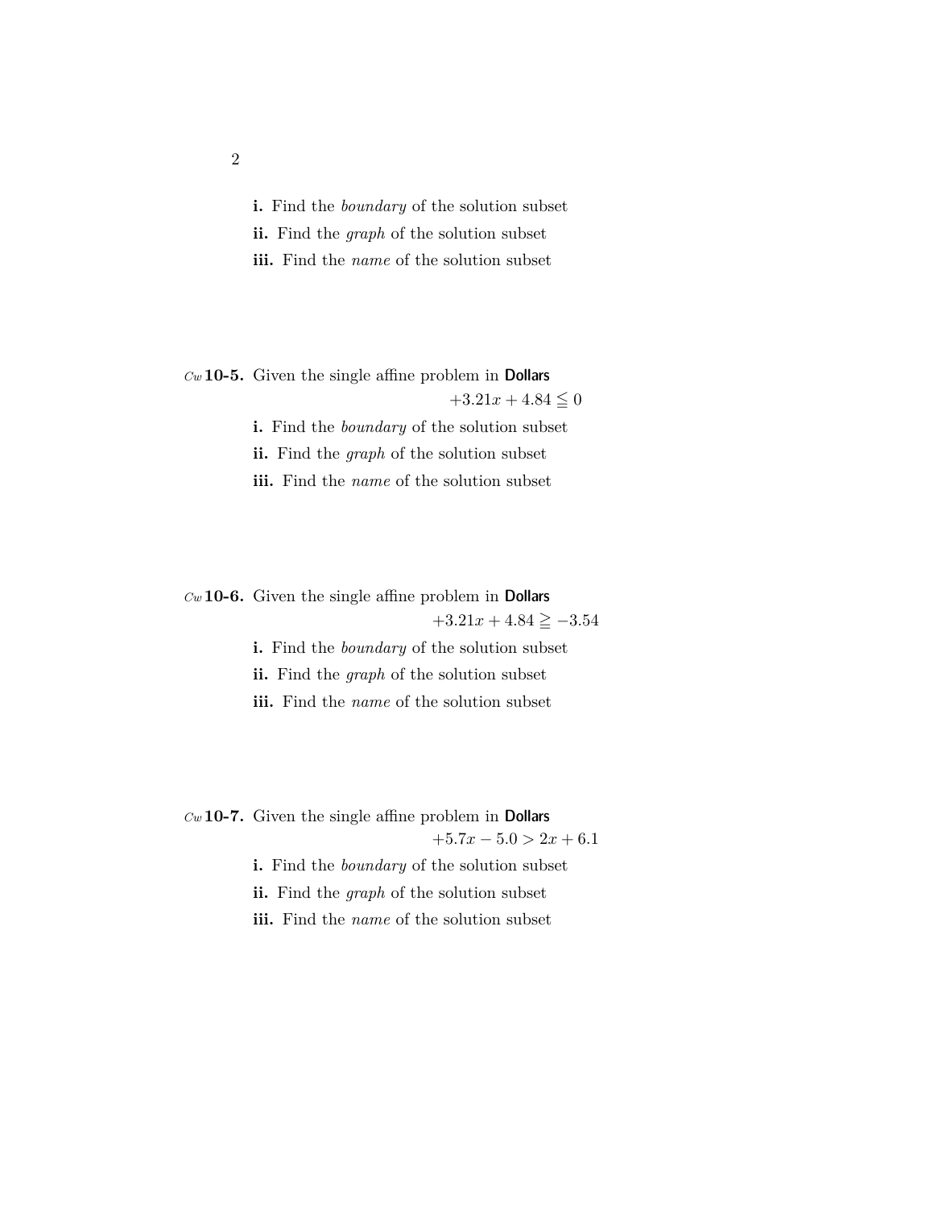**i.** Find the *boundary* of the solution subset

**ii.** Find the *graph* of the solution subset

**iii.** Find the *name* of the solution subset

*Cw* **10-5.** Given the single affine problem in **Dollars**

$$+3.21x + 4.84 \leqq 0$$

**i.** Find the *boundary* of the solution subset

**ii.** Find the *graph* of the solution subset

**iii.** Find the *name* of the solution subset

*Cw* **10-6.** Given the single affine problem in **Dollars**

$$+3.21x + 4.84 \geqq -3.54$$

**i.** Find the *boundary* of the solution subset

**ii.** Find the *graph* of the solution subset

**iii.** Find the *name* of the solution subset

*Cw* **10-7.** Given the single affine problem in **Dollars**

$$+5.7x - 5.0 > 2x + 6.1$$

**i.** Find the *boundary* of the solution subset

**ii.** Find the *graph* of the solution subset

**iii.** Find the *name* of the solution subset